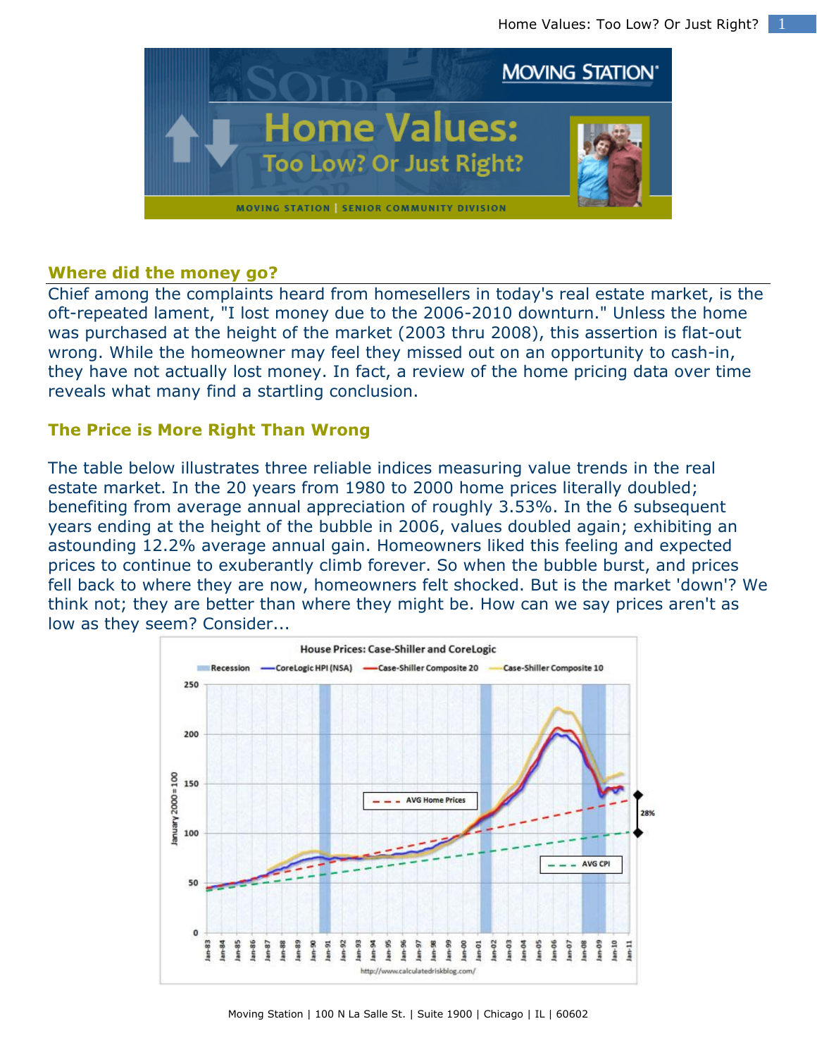# Home Values: Too Low? Or Just Right?

MOVING STATION | SENIOR COMMUNITY DIVISION

### Where did the money go?

Chief among the complaints heard from homesellers in today's real estate market, is the oft-repeated lament, "I lost money due to the 2006-2010 downturn." Unless the home was purchased at the height of the market (2003 thru 2008), this assertion is flat-out wrong. While the homeowner may feel they missed out on an opportunity to cash-in, they have not actually lost money. In fact, a review of the home pricing data over time reveals what many find a startling conclusion.

### The Price is More Right Than Wrong

The table below illustrates three reliable indices measuring value trends in the real estate market. In the 20 years from 1980 to 2000 home prices literally doubled; benefiting from average annual appreciation of roughly 3.53%. In the 6 subsequent years ending at the height of the bubble in 2006, values doubled again; exhibiting an astounding 12.2% average annual gain. Homeowners liked this feeling and expected prices to continue to exuberantly climb forever. So when the bubble burst, and prices fell back to where they are now, homeowners felt shocked. But is the market 'down'? We think not; they are better than where they might be. How can we say prices aren't as low as they seem? Consider...

House Prices: Case-Shiller and CoreLogic

http://www.calculatedriskblog.com/

Moving Station | 100 N La Salle St. | Suite 1900 | Chicago | IL | 60602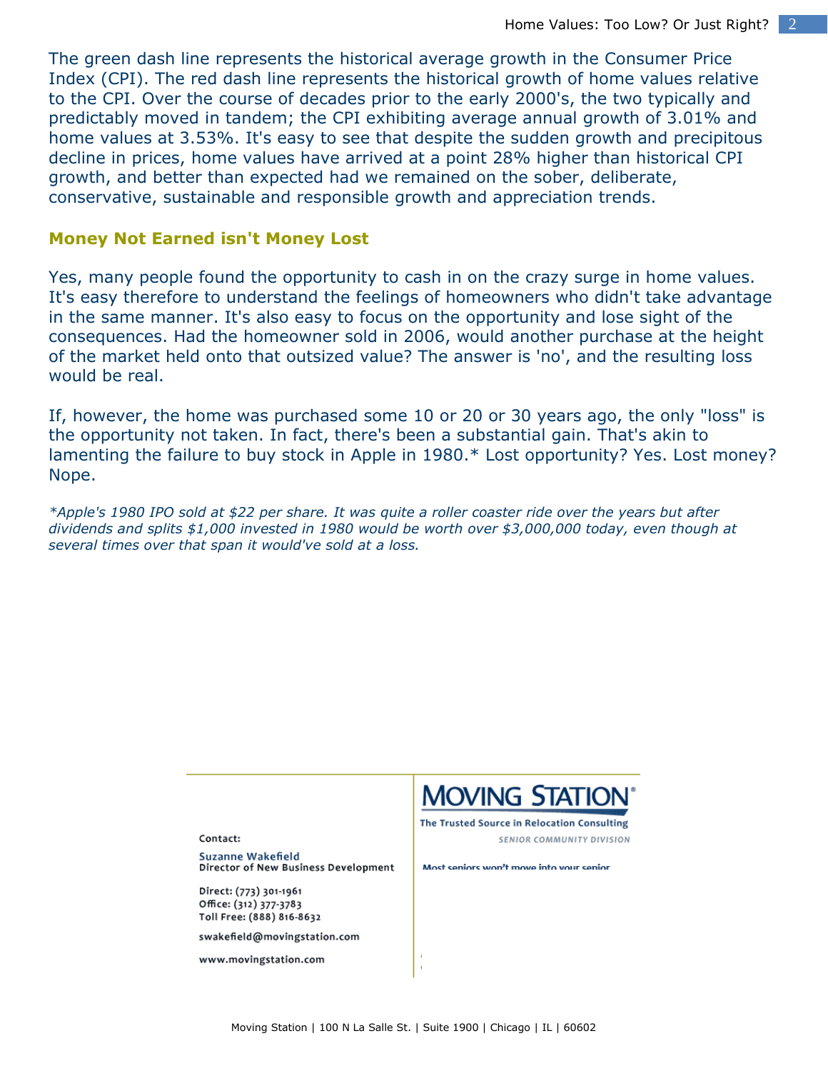The green dash line represents the historical average growth in the Consumer Price Index (CPI). The red dash line represents the historical growth of home values relative to the CPI. Over the course of decades prior to the early 2000's, the two typically and predictably moved in tandem; the CPI exhibiting average annual growth of 3.01% and home values at 3.53%. It's easy to see that despite the sudden growth and precipitous decline in prices, home values have arrived at a point 28% higher than historical CPI growth, and better than expected had we remained on the sober, deliberate, conservative, sustainable and responsible growth and appreciation trends.

## Money Not Earned isn't Money Lost

Yes, many people found the opportunity to cash in on the crazy surge in home values. It's easy therefore to understand the feelings of homeowners who didn't take advantage in the same manner. It's also easy to focus on the opportunity and lose sight of the consequences. Had the homeowner sold in 2006, would another purchase at the height of the market held onto that outsized value? The answer is 'no', and the resulting loss would be real.

If, however, the home was purchased some 10 or 20 or 30 years ago, the only "loss" is the opportunity not taken. In fact, there's been a substantial gain. That's akin to lamenting the failure to buy stock in Apple in 1980.* Lost opportunity? Yes. Lost money? Nope.

*\*Apple's 1980 IPO sold at $22 per share. It was quite a roller coaster ride over the years but after dividends and splits $1,000 invested in 1980 would be worth over $3,000,000 today, even though at several times over that span it would've sold at a loss.*

Contact:

Suzanne Wakefield
**Director of New Business Development**

Direct: (773) 301-1961
Office: (312) 377-3783
Toll Free: (888) 816-8632

swakefield@movingstation.com

www.movingstation.com

**MOVING STATION®**
The Trusted Source in Relocation Consulting
*SENIOR COMMUNITY DIVISION*

Most seniors won't move into your senior

Moving Station | 100 N La Salle St. | Suite 1900 | Chicago | IL | 60602